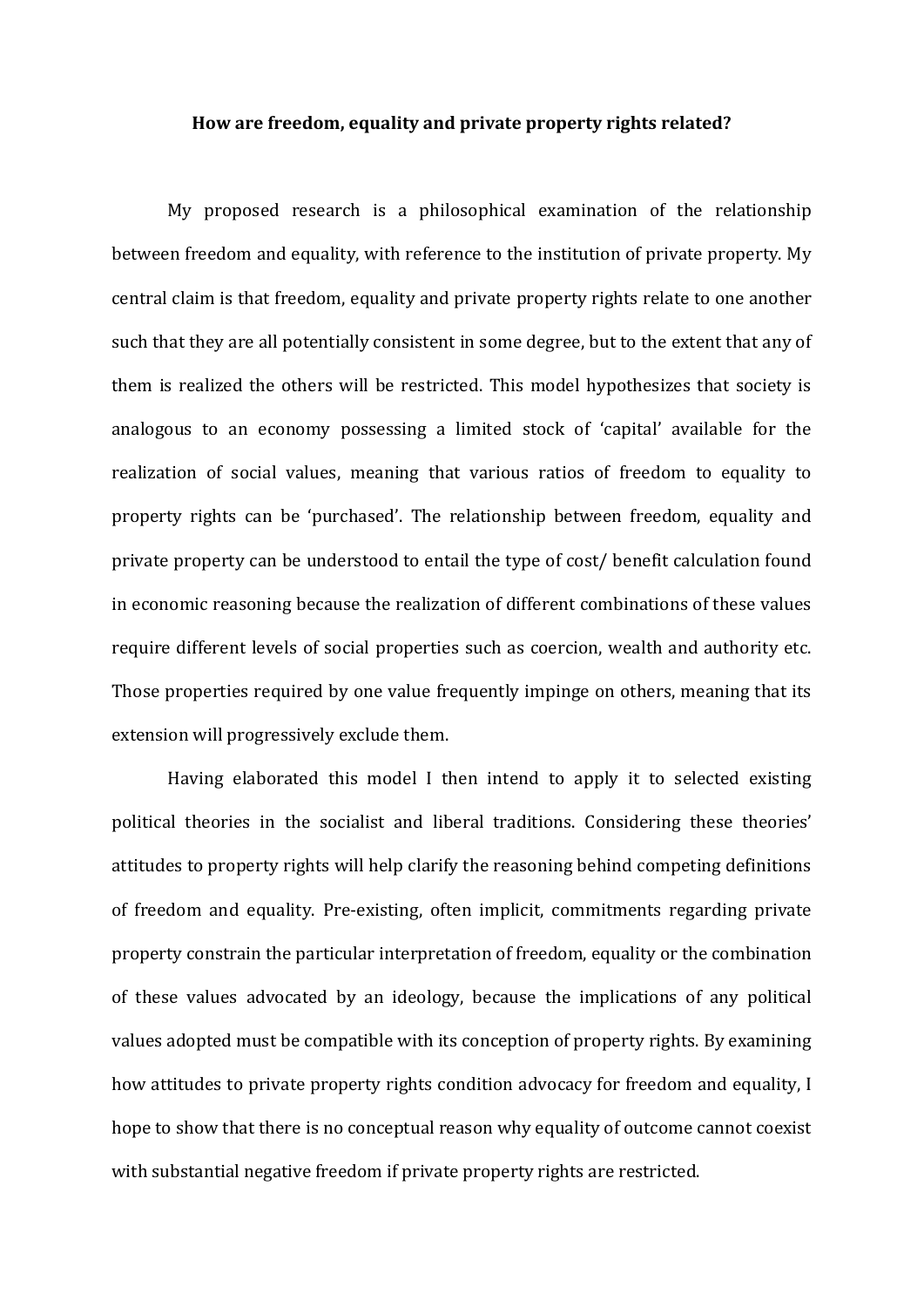**How are freedom, equality and private property rights related?**

My proposed research is a philosophical examination of the relationship between freedom and equality, with reference to the institution of private property. My central claim is that freedom, equality and private property rights relate to one another such that they are all potentially consistent in some degree, but to the extent that any of them is realized the others will be restricted. This model hypothesizes that society is analogous to an economy possessing a limited stock of 'capital' available for the realization of social values, meaning that various ratios of freedom to equality to property rights can be 'purchased'. The relationship between freedom, equality and private property can be understood to entail the type of cost/ benefit calculation found in economic reasoning because the realization of different combinations of these values require different levels of social properties such as coercion, wealth and authority etc. Those properties required by one value frequently impinge on others, meaning that its extension will progressively exclude them.

Having elaborated this model I then intend to apply it to selected existing political theories in the socialist and liberal traditions. Considering these theories' attitudes to property rights will help clarify the reasoning behind competing definitions of freedom and equality. Pre-existing, often implicit, commitments regarding private property constrain the particular interpretation of freedom, equality or the combination of these values advocated by an ideology, because the implications of any political values adopted must be compatible with its conception of property rights. By examining how attitudes to private property rights condition advocacy for freedom and equality, I hope to show that there is no conceptual reason why equality of outcome cannot coexist with substantial negative freedom if private property rights are restricted.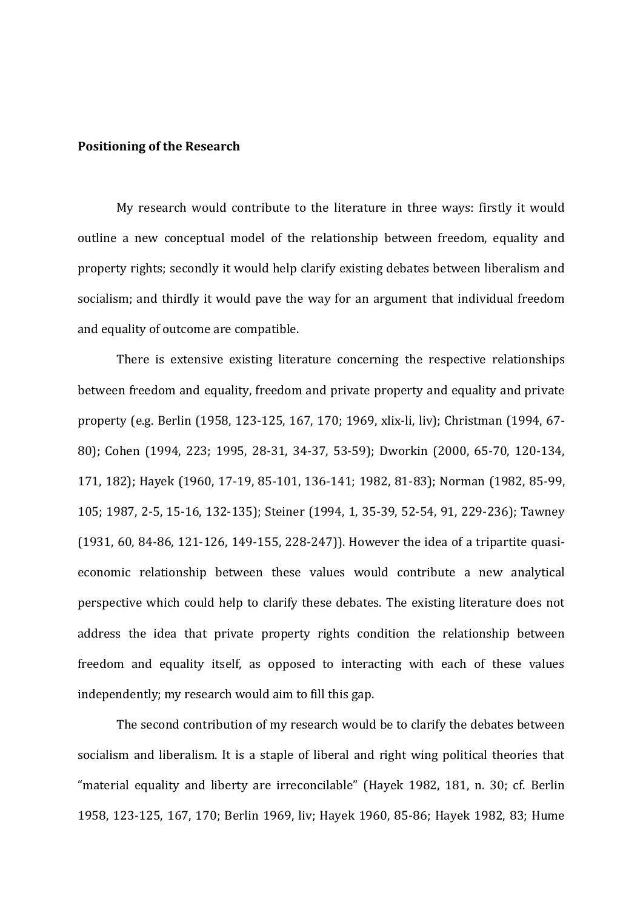**Positioning of the Research**

My research would contribute to the literature in three ways: firstly it would outline a new conceptual model of the relationship between freedom, equality and property rights; secondly it would help clarify existing debates between liberalism and socialism; and thirdly it would pave the way for an argument that individual freedom and equality of outcome are compatible.

There is extensive existing literature concerning the respective relationships between freedom and equality, freedom and private property and equality and private property (e.g. Berlin (1958, 123-125, 167, 170; 1969, xlix-li, liv); Christman (1994, 67-80); Cohen (1994, 223; 1995, 28-31, 34-37, 53-59); Dworkin (2000, 65-70, 120-134, 171, 182); Hayek (1960, 17-19, 85-101, 136-141; 1982, 81-83); Norman (1982, 85-99, 105; 1987, 2-5, 15-16, 132-135); Steiner (1994, 1, 35-39, 52-54, 91, 229-236); Tawney (1931, 60, 84-86, 121-126, 149-155, 228-247)). However the idea of a tripartite quasi-economic relationship between these values would contribute a new analytical perspective which could help to clarify these debates. The existing literature does not address the idea that private property rights condition the relationship between freedom and equality itself, as opposed to interacting with each of these values independently; my research would aim to fill this gap.

The second contribution of my research would be to clarify the debates between socialism and liberalism. It is a staple of liberal and right wing political theories that "material equality and liberty are irreconcilable" (Hayek 1982, 181, n. 30; cf. Berlin 1958, 123-125, 167, 170; Berlin 1969, liv; Hayek 1960, 85-86; Hayek 1982, 83; Hume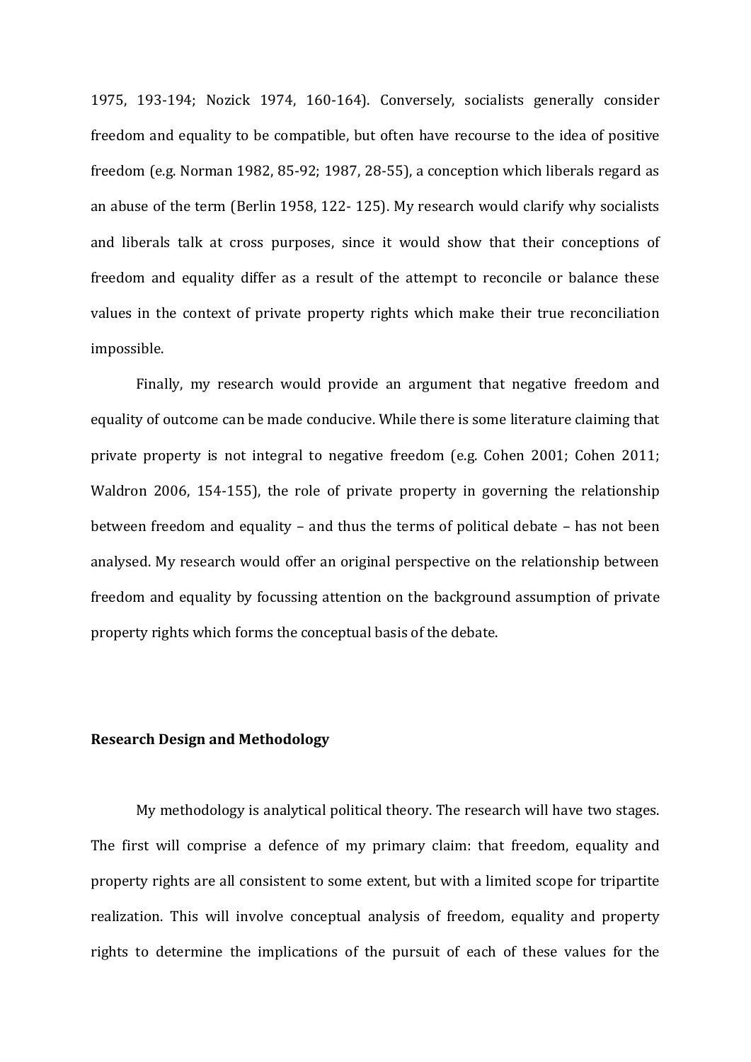1975, 193-194; Nozick 1974, 160-164). Conversely, socialists generally consider freedom and equality to be compatible, but often have recourse to the idea of positive freedom (e.g. Norman 1982, 85-92; 1987, 28-55), a conception which liberals regard as an abuse of the term (Berlin 1958, 122- 125). My research would clarify why socialists and liberals talk at cross purposes, since it would show that their conceptions of freedom and equality differ as a result of the attempt to reconcile or balance these values in the context of private property rights which make their true reconciliation impossible.

Finally, my research would provide an argument that negative freedom and equality of outcome can be made conducive. While there is some literature claiming that private property is not integral to negative freedom (e.g. Cohen 2001; Cohen 2011; Waldron 2006, 154-155), the role of private property in governing the relationship between freedom and equality – and thus the terms of political debate – has not been analysed. My research would offer an original perspective on the relationship between freedom and equality by focussing attention on the background assumption of private property rights which forms the conceptual basis of the debate.

**Research Design and Methodology**

My methodology is analytical political theory. The research will have two stages. The first will comprise a defence of my primary claim: that freedom, equality and property rights are all consistent to some extent, but with a limited scope for tripartite realization. This will involve conceptual analysis of freedom, equality and property rights to determine the implications of the pursuit of each of these values for the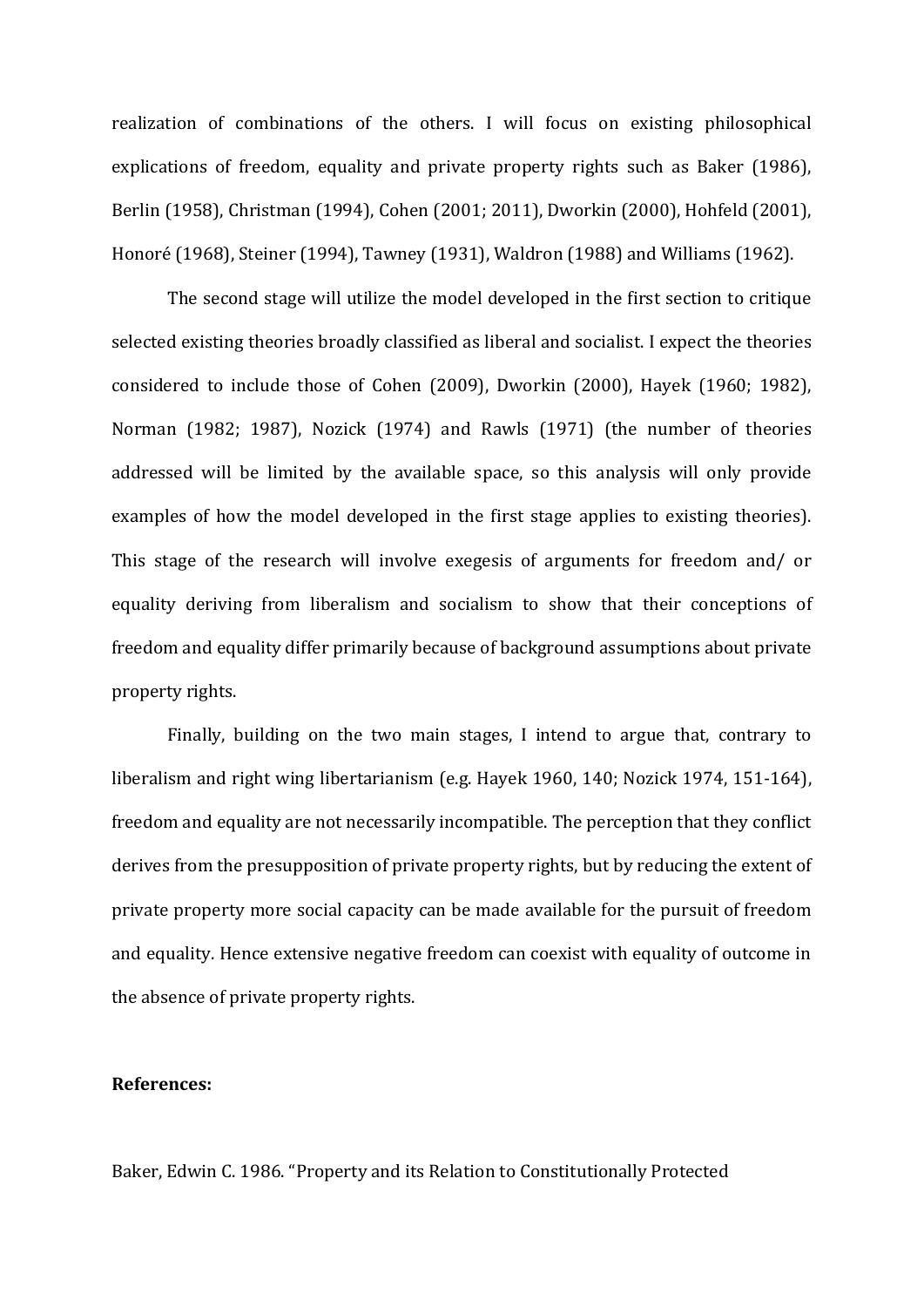realization of combinations of the others. I will focus on existing philosophical explications of freedom, equality and private property rights such as Baker (1986), Berlin (1958), Christman (1994), Cohen (2001; 2011), Dworkin (2000), Hohfeld (2001), Honoré (1968), Steiner (1994), Tawney (1931), Waldron (1988) and Williams (1962).

The second stage will utilize the model developed in the first section to critique selected existing theories broadly classified as liberal and socialist. I expect the theories considered to include those of Cohen (2009), Dworkin (2000), Hayek (1960; 1982), Norman (1982; 1987), Nozick (1974) and Rawls (1971) (the number of theories addressed will be limited by the available space, so this analysis will only provide examples of how the model developed in the first stage applies to existing theories). This stage of the research will involve exegesis of arguments for freedom and/ or equality deriving from liberalism and socialism to show that their conceptions of freedom and equality differ primarily because of background assumptions about private property rights.

Finally, building on the two main stages, I intend to argue that, contrary to liberalism and right wing libertarianism (e.g. Hayek 1960, 140; Nozick 1974, 151-164), freedom and equality are not necessarily incompatible. The perception that they conflict derives from the presupposition of private property rights, but by reducing the extent of private property more social capacity can be made available for the pursuit of freedom and equality. Hence extensive negative freedom can coexist with equality of outcome in the absence of private property rights.

**References:**

Baker, Edwin C. 1986. "Property and its Relation to Constitutionally Protected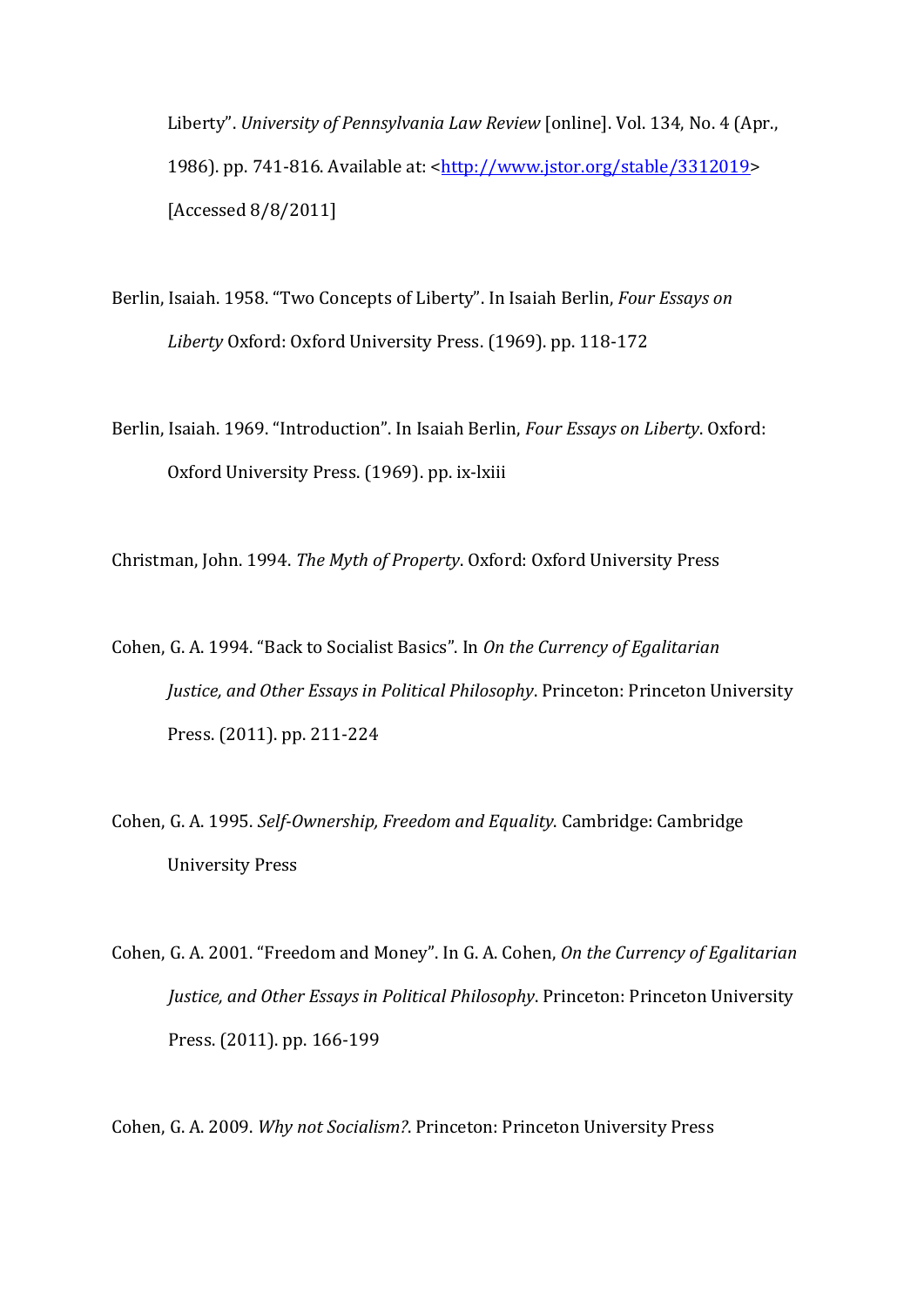Liberty". *University of Pennsylvania Law Review* [online]. Vol. 134, No. 4 (Apr., 1986). pp. 741-816. Available at: <http://www.jstor.org/stable/3312019> [Accessed 8/8/2011]

Berlin, Isaiah. 1958. "Two Concepts of Liberty". In Isaiah Berlin, *Four Essays on Liberty* Oxford: Oxford University Press. (1969). pp. 118-172

Berlin, Isaiah. 1969. "Introduction". In Isaiah Berlin, *Four Essays on Liberty*. Oxford: Oxford University Press. (1969). pp. ix-lxiii

Christman, John. 1994. *The Myth of Property*. Oxford: Oxford University Press

Cohen, G. A. 1994. "Back to Socialist Basics". In *On the Currency of Egalitarian Justice, and Other Essays in Political Philosophy*. Princeton: Princeton University Press. (2011). pp. 211-224

Cohen, G. A. 1995. *Self-Ownership, Freedom and Equality*. Cambridge: Cambridge University Press

Cohen, G. A. 2001. "Freedom and Money". In G. A. Cohen, *On the Currency of Egalitarian Justice, and Other Essays in Political Philosophy*. Princeton: Princeton University Press. (2011). pp. 166-199

Cohen, G. A. 2009. *Why not Socialism?*. Princeton: Princeton University Press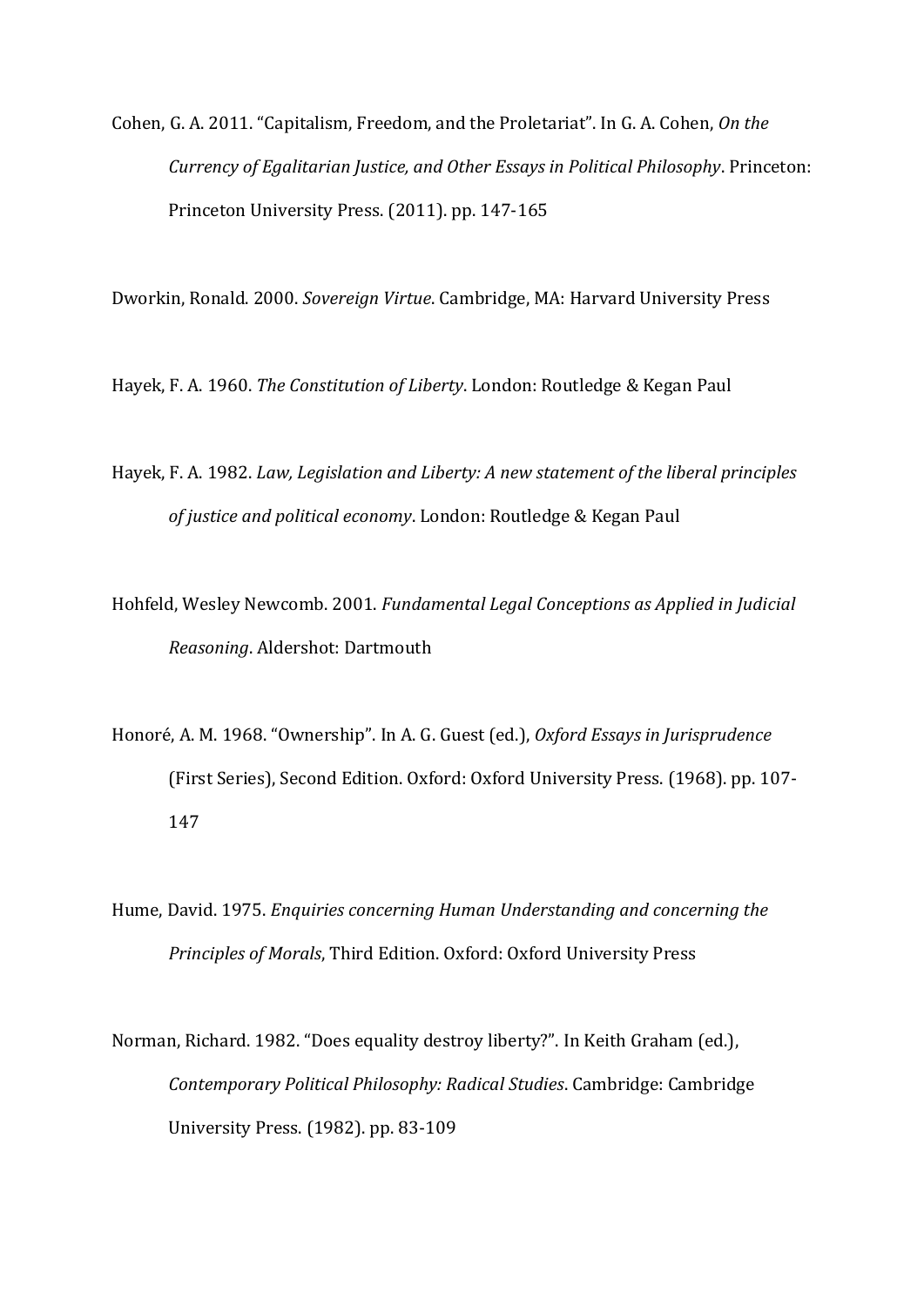Cohen, G. A. 2011. "Capitalism, Freedom, and the Proletariat". In G. A. Cohen, *On the Currency of Egalitarian Justice, and Other Essays in Political Philosophy*. Princeton: Princeton University Press. (2011). pp. 147-165

Dworkin, Ronald. 2000. *Sovereign Virtue*. Cambridge, MA: Harvard University Press

Hayek, F. A. 1960. *The Constitution of Liberty*. London: Routledge & Kegan Paul

Hayek, F. A. 1982. *Law, Legislation and Liberty: A new statement of the liberal principles of justice and political economy*. London: Routledge & Kegan Paul

Hohfeld, Wesley Newcomb. 2001. *Fundamental Legal Conceptions as Applied in Judicial Reasoning*. Aldershot: Dartmouth

Honoré, A. M. 1968. "Ownership". In A. G. Guest (ed.), *Oxford Essays in Jurisprudence* (First Series), Second Edition. Oxford: Oxford University Press. (1968). pp. 107-147

Hume, David. 1975. *Enquiries concerning Human Understanding and concerning the Principles of Morals*, Third Edition. Oxford: Oxford University Press

Norman, Richard. 1982. "Does equality destroy liberty?". In Keith Graham (ed.), *Contemporary Political Philosophy: Radical Studies*. Cambridge: Cambridge University Press. (1982). pp. 83-109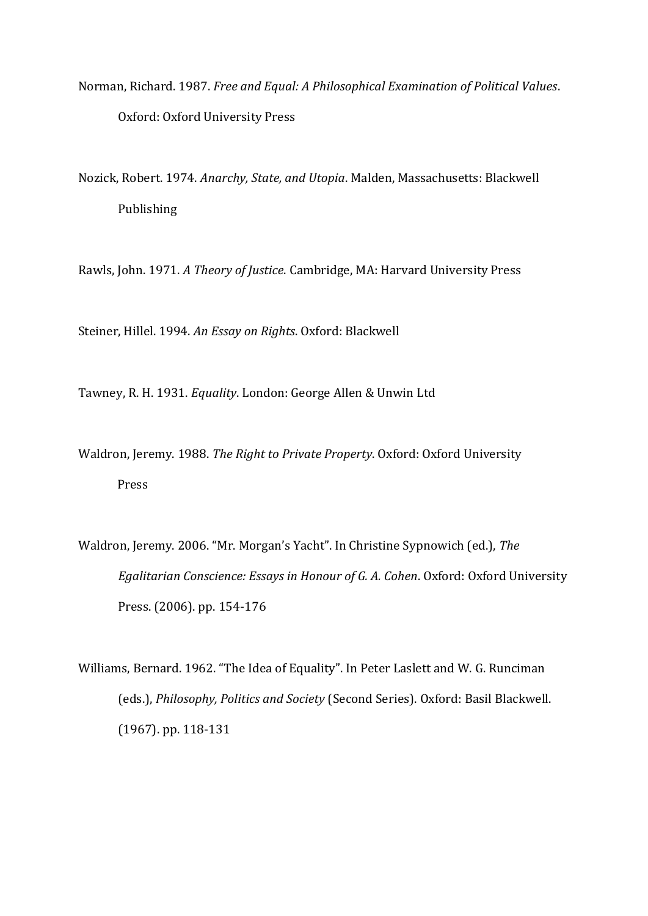Norman, Richard. 1987. *Free and Equal: A Philosophical Examination of Political Values*. Oxford: Oxford University Press

Nozick, Robert. 1974. *Anarchy, State, and Utopia*. Malden, Massachusetts: Blackwell Publishing

Rawls, John. 1971. *A Theory of Justice*. Cambridge, MA: Harvard University Press

Steiner, Hillel. 1994. *An Essay on Rights*. Oxford: Blackwell

Tawney, R. H. 1931. *Equality*. London: George Allen & Unwin Ltd

Waldron, Jeremy. 1988. *The Right to Private Property*. Oxford: Oxford University Press

Waldron, Jeremy. 2006. "Mr. Morgan's Yacht". In Christine Sypnowich (ed.), *The Egalitarian Conscience: Essays in Honour of G. A. Cohen*. Oxford: Oxford University Press. (2006). pp. 154-176

Williams, Bernard. 1962. "The Idea of Equality". In Peter Laslett and W. G. Runciman (eds.), *Philosophy, Politics and Society* (Second Series). Oxford: Basil Blackwell. (1967). pp. 118-131